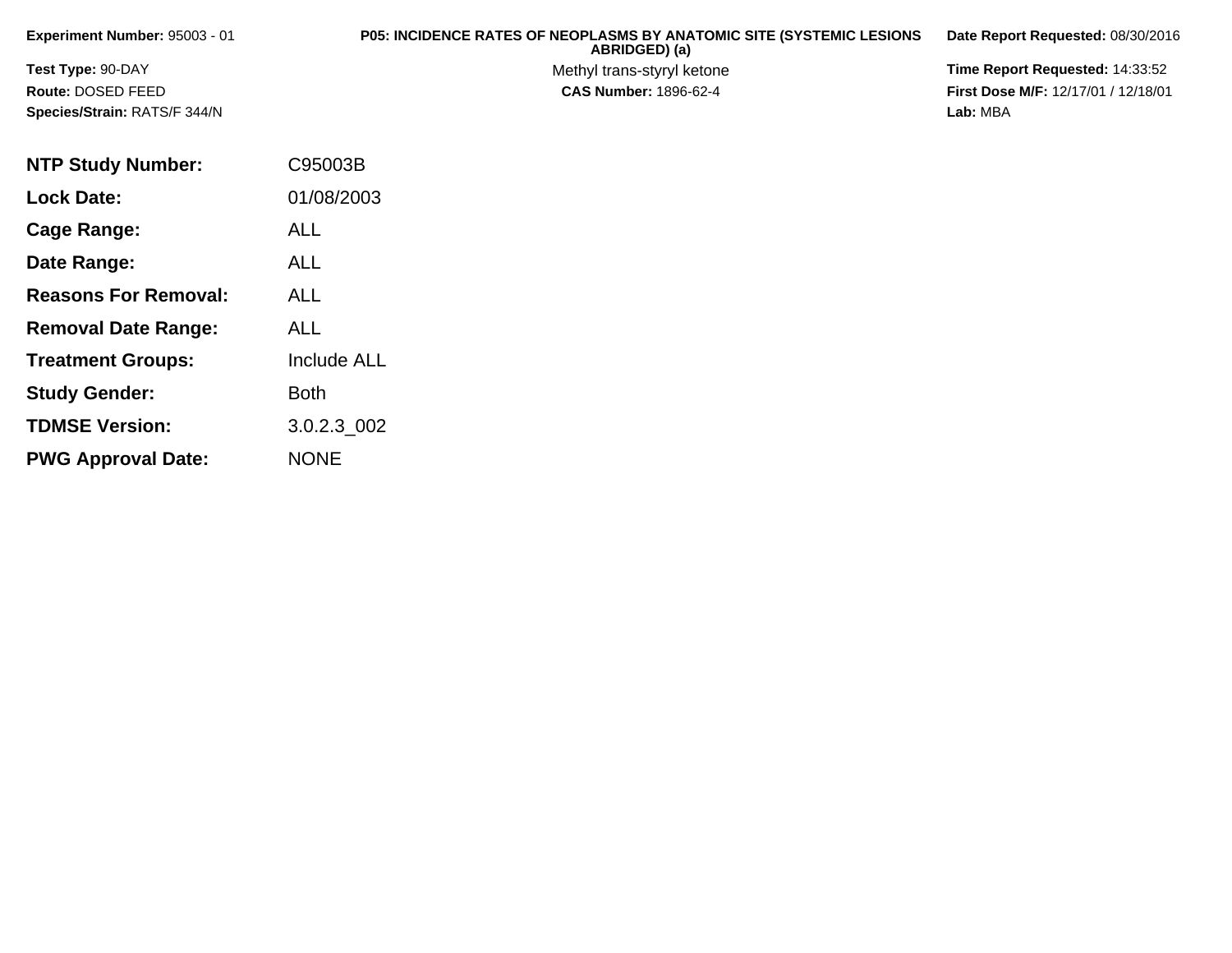**Experiment Number:** 95003 - 01

**Test Type:** 90-DAY

**Route:** DOSED FEED

**Species/Strain:** RATS/F 344/N

**P05: INCIDENCE RATES OF NEOPLASMS BY ANATOMIC SITE (SYSTEMIC LESIONS ABRIDGED) (a)**

Methyl trans-styryl ketone

**CAS Number:** 1896-62-4

**Date Report Requested:** 08/30/2016

**Time Report Requested:** 14:33:52

**First Dose M/F:** 12/17/01 / 12/18/01

**Lab:** MBA

| | |
|---|---|
| **NTP Study Number:** | C95003B |
| **Lock Date:** | 01/08/2003 |
| **Cage Range:** | ALL |
| **Date Range:** | ALL |
| **Reasons For Removal:** | ALL |
| **Removal Date Range:** | ALL |
| **Treatment Groups:** | Include ALL |
| **Study Gender:** | Both |
| **TDMSE Version:** | 3.0.2.3_002 |
| **PWG Approval Date:** | NONE |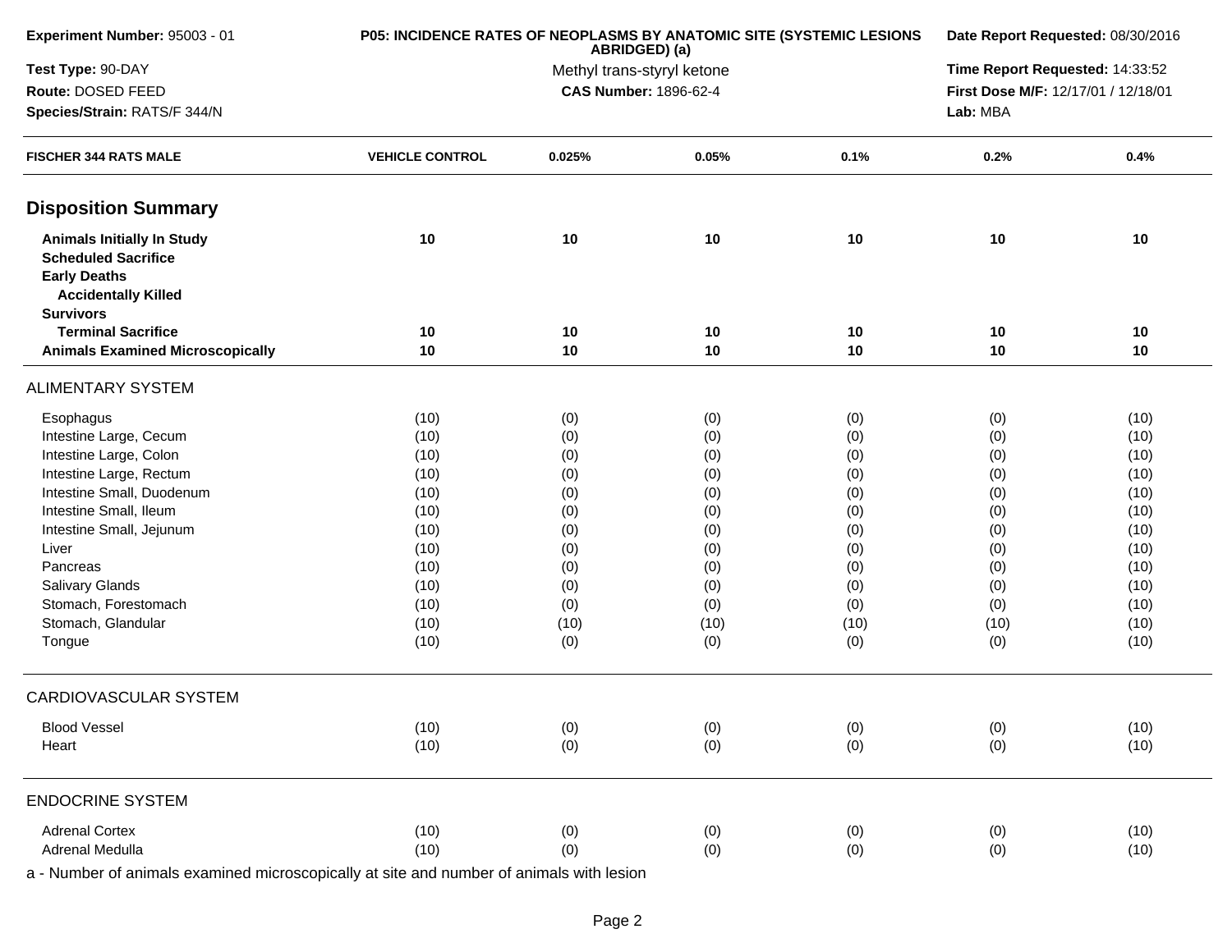| Experiment Number: 95003 - 01 | P05: INCIDENCE RATES OF NEOPLASMS BY ANATOMIC SITE (SYSTEMIC LESIONS ABRIDGED) (a) | Date Report Requested: 08/30/2016 |
|---|---|---|
| Test Type: 90-DAY | Methyl trans-styryl ketone | Time Report Requested: 14:33:52 |
| Route: DOSED FEED | CAS Number: 1896-62-4 | First Dose M/F: 12/17/01 / 12/18/01 |
| Species/Strain: RATS/F 344/N | | Lab: MBA |

| FISCHER 344 RATS MALE | VEHICLE CONTROL | 0.025% | 0.05% | 0.1% | 0.2% | 0.4% |
|---|---|---|---|---|---|---|
| **Disposition Summary** | | | | | | |
| **Animals Initially In Study** | **10** | **10** | **10** | **10** | **10** | **10** |
| **Scheduled Sacrifice** | | | | | | |
| **Early Deaths** | | | | | | |
| **Accidentally Killed** | | | | | | |
| **Survivors** | | | | | | |
| **Terminal Sacrifice** | **10** | **10** | **10** | **10** | **10** | **10** |
| **Animals Examined Microscopically** | **10** | **10** | **10** | **10** | **10** | **10** |
| ALIMENTARY SYSTEM | | | | | | |
| Esophagus | (10) | (0) | (0) | (0) | (0) | (10) |
| Intestine Large, Cecum | (10) | (0) | (0) | (0) | (0) | (10) |
| Intestine Large, Colon | (10) | (0) | (0) | (0) | (0) | (10) |
| Intestine Large, Rectum | (10) | (0) | (0) | (0) | (0) | (10) |
| Intestine Small, Duodenum | (10) | (0) | (0) | (0) | (0) | (10) |
| Intestine Small, Ileum | (10) | (0) | (0) | (0) | (0) | (10) |
| Intestine Small, Jejunum | (10) | (0) | (0) | (0) | (0) | (10) |
| Liver | (10) | (0) | (0) | (0) | (0) | (10) |
| Pancreas | (10) | (0) | (0) | (0) | (0) | (10) |
| Salivary Glands | (10) | (0) | (0) | (0) | (0) | (10) |
| Stomach, Forestomach | (10) | (0) | (0) | (0) | (0) | (10) |
| Stomach, Glandular | (10) | (10) | (10) | (10) | (10) | (10) |
| Tongue | (10) | (0) | (0) | (0) | (0) | (10) |
| CARDIOVASCULAR SYSTEM | | | | | | |
| Blood Vessel | (10) | (0) | (0) | (0) | (0) | (10) |
| Heart | (10) | (0) | (0) | (0) | (0) | (10) |
| ENDOCRINE SYSTEM | | | | | | |
| Adrenal Cortex | (10) | (0) | (0) | (0) | (0) | (10) |
| Adrenal Medulla | (10) | (0) | (0) | (0) | (0) | (10) |

a - Number of animals examined microscopically at site and number of animals with lesion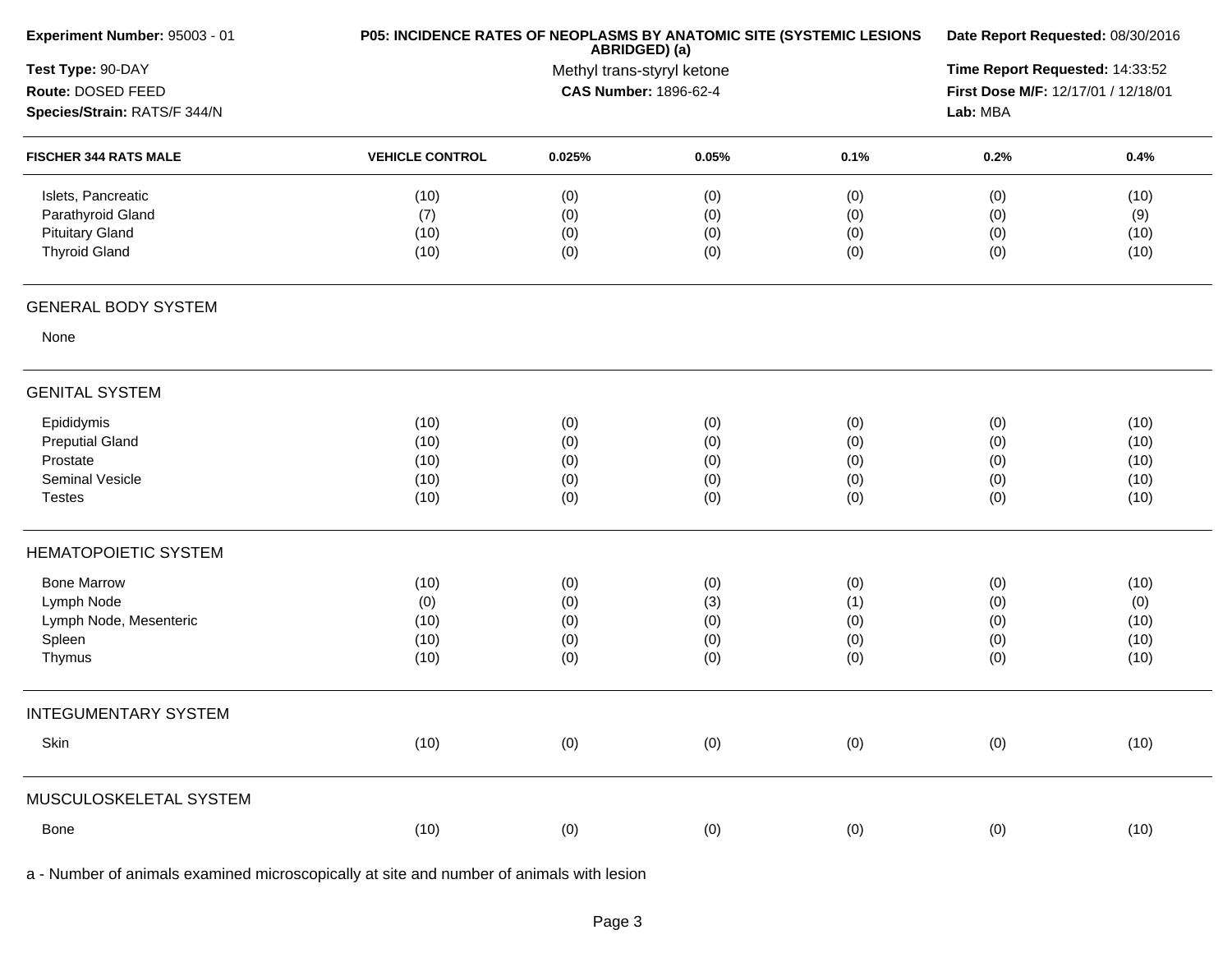**Experiment Number:** 95003 - 01
**Test Type:** 90-DAY
**Route:** DOSED FEED
**Species/Strain:** RATS/F 344/N

**P05: INCIDENCE RATES OF NEOPLASMS BY ANATOMIC SITE (SYSTEMIC LESIONS ABRIDGED) (a)**
Methyl trans-styryl ketone
**CAS Number:** 1896-62-4

**Date Report Requested:** 08/30/2016
**Time Report Requested:** 14:33:52
**First Dose M/F:** 12/17/01 / 12/18/01
**Lab:** MBA

| FISCHER 344 RATS MALE | VEHICLE CONTROL | 0.025% | 0.05% | 0.1% | 0.2% | 0.4% |
|---|---|---|---|---|---|---|
| Islets, Pancreatic | (10) | (0) | (0) | (0) | (0) | (10) |
| Parathyroid Gland | (7) | (0) | (0) | (0) | (0) | (9) |
| Pituitary Gland | (10) | (0) | (0) | (0) | (0) | (10) |
| Thyroid Gland | (10) | (0) | (0) | (0) | (0) | (10) |
| **GENERAL BODY SYSTEM** | | | | | | |
| None | | | | | | |
| **GENITAL SYSTEM** | | | | | | |
| Epididymis | (10) | (0) | (0) | (0) | (0) | (10) |
| Preputial Gland | (10) | (0) | (0) | (0) | (0) | (10) |
| Prostate | (10) | (0) | (0) | (0) | (0) | (10) |
| Seminal Vesicle | (10) | (0) | (0) | (0) | (0) | (10) |
| Testes | (10) | (0) | (0) | (0) | (0) | (10) |
| **HEMATOPOIETIC SYSTEM** | | | | | | |
| Bone Marrow | (10) | (0) | (0) | (0) | (0) | (10) |
| Lymph Node | (0) | (0) | (3) | (1) | (0) | (0) |
| Lymph Node, Mesenteric | (10) | (0) | (0) | (0) | (0) | (10) |
| Spleen | (10) | (0) | (0) | (0) | (0) | (10) |
| Thymus | (10) | (0) | (0) | (0) | (0) | (10) |
| **INTEGUMENTARY SYSTEM** | | | | | | |
| Skin | (10) | (0) | (0) | (0) | (0) | (10) |
| **MUSCULOSKELETAL SYSTEM** | | | | | | |
| Bone | (10) | (0) | (0) | (0) | (0) | (10) |

a - Number of animals examined microscopically at site and number of animals with lesion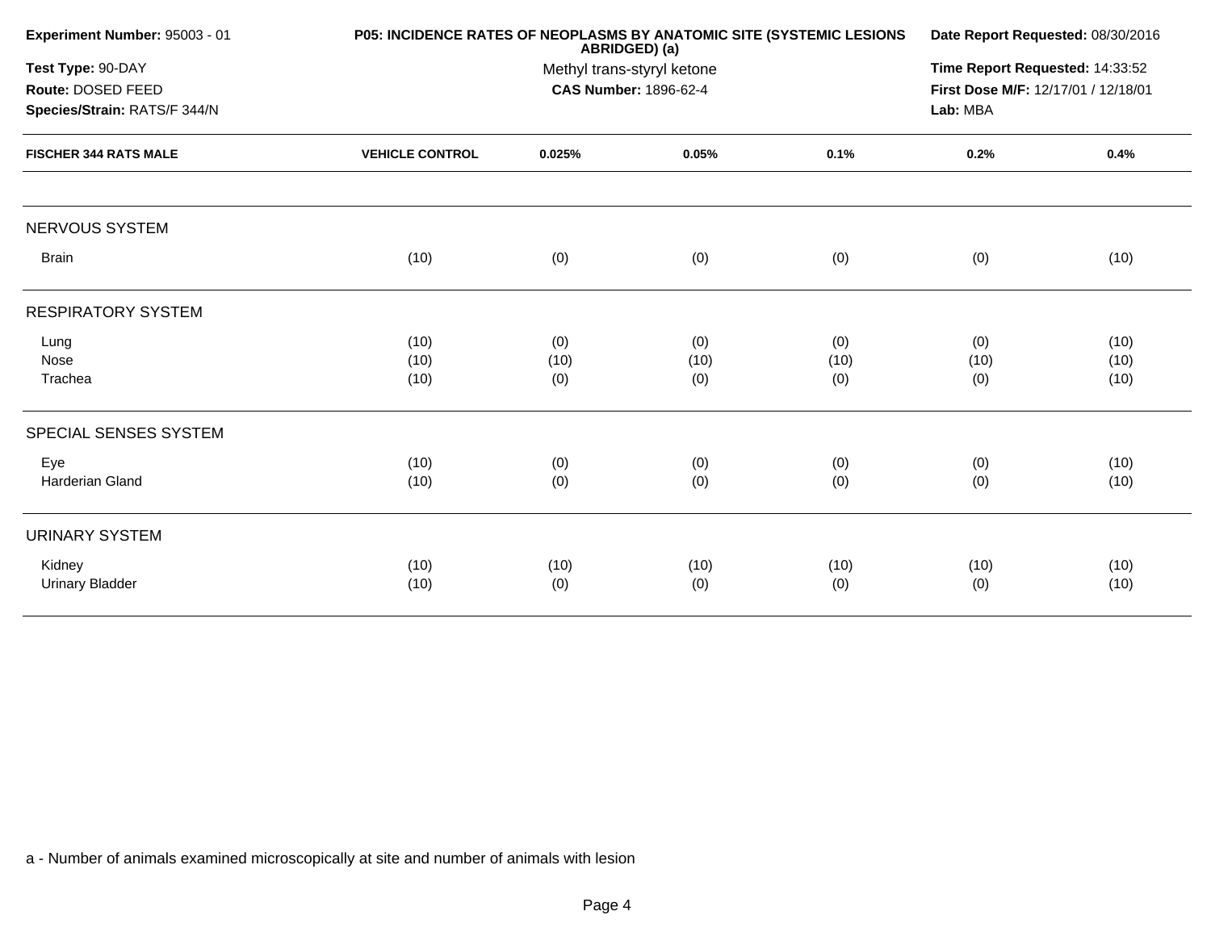**Experiment Number:** 95003 - 01
**Test Type:** 90-DAY
**Route:** DOSED FEED
**Species/Strain:** RATS/F 344/N

**P05: INCIDENCE RATES OF NEOPLASMS BY ANATOMIC SITE (SYSTEMIC LESIONS ABRIDGED) (a)**
Methyl trans-styryl ketone
**CAS Number:** 1896-62-4

**Date Report Requested:** 08/30/2016
**Time Report Requested:** 14:33:52
**First Dose M/F:** 12/17/01 / 12/18/01
**Lab:** MBA

| FISCHER 344 RATS MALE | VEHICLE CONTROL | 0.025% | 0.05% | 0.1% | 0.2% | 0.4% |
|---|---|---|---|---|---|---|
| NERVOUS SYSTEM | | | | | | |
| Brain | (10) | (0) | (0) | (0) | (0) | (10) |
| RESPIRATORY SYSTEM | | | | | | |
| Lung | (10) | (0) | (0) | (0) | (0) | (10) |
| Nose | (10) | (10) | (10) | (10) | (10) | (10) |
| Trachea | (10) | (0) | (0) | (0) | (0) | (10) |
| SPECIAL SENSES SYSTEM | | | | | | |
| Eye | (10) | (0) | (0) | (0) | (0) | (10) |
| Harderian Gland | (10) | (0) | (0) | (0) | (0) | (10) |
| URINARY SYSTEM | | | | | | |
| Kidney | (10) | (10) | (10) | (10) | (10) | (10) |
| Urinary Bladder | (10) | (0) | (0) | (0) | (0) | (10) |

a - Number of animals examined microscopically at site and number of animals with lesion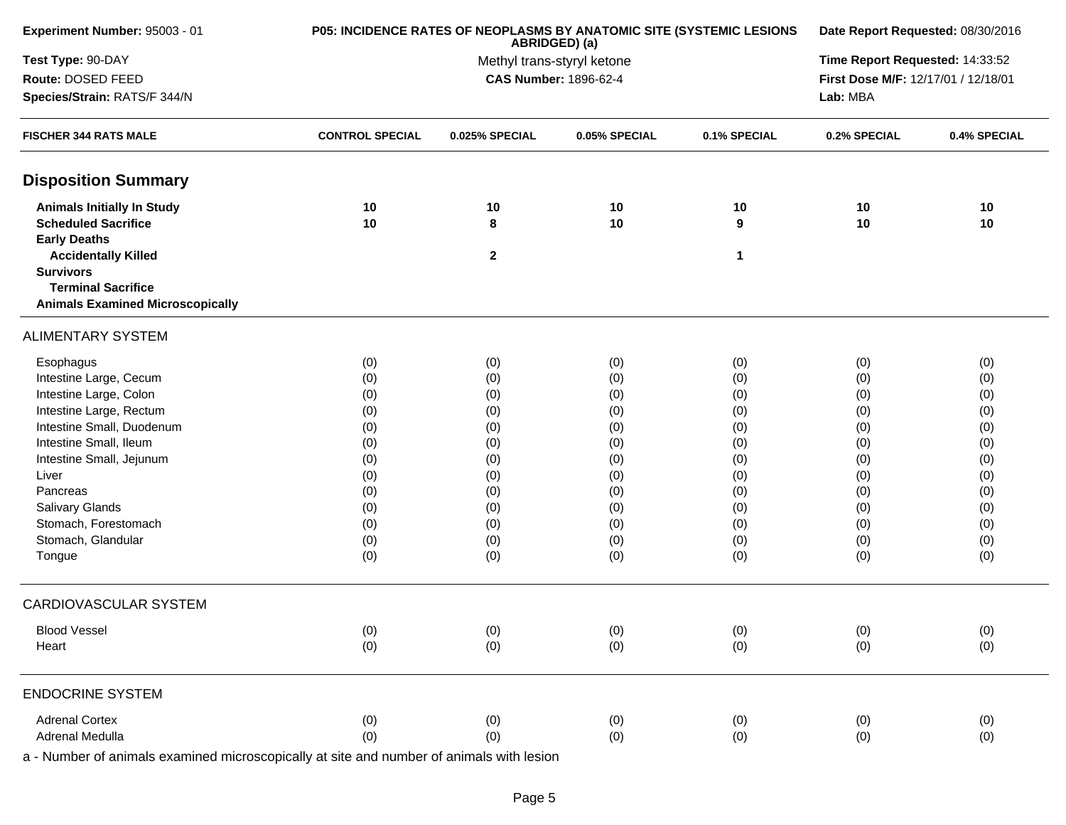**Experiment Number:** 95003 - 01

**Test Type:** 90-DAY

**Route:** DOSED FEED

**Species/Strain:** RATS/F 344/N

**P05: INCIDENCE RATES OF NEOPLASMS BY ANATOMIC SITE (SYSTEMIC LESIONS ABRIDGED) (a)**

Methyl trans-styryl ketone

**CAS Number:** 1896-62-4

**Date Report Requested:** 08/30/2016

**Time Report Requested:** 14:33:52

**First Dose M/F:** 12/17/01 / 12/18/01

**Lab:** MBA

| FISCHER 344 RATS MALE | CONTROL SPECIAL | 0.025% SPECIAL | 0.05% SPECIAL | 0.1% SPECIAL | 0.2% SPECIAL | 0.4% SPECIAL |
|---|---|---|---|---|---|---|
| **Disposition Summary** | | | | | | |
| **Animals Initially In Study** | **10** | **10** | **10** | **10** | **10** | **10** |
| **Scheduled Sacrifice** | **10** | **8** | **10** | **9** | **10** | **10** |
| **Early Deaths** | | | | | | |
| **Accidentally Killed** | | **2** | | **1** | | |
| **Survivors** | | | | | | |
| **Terminal Sacrifice** | | | | | | |
| **Animals Examined Microscopically** | | | | | | |
| ALIMENTARY SYSTEM | | | | | | |
| Esophagus | (0) | (0) | (0) | (0) | (0) | (0) |
| Intestine Large, Cecum | (0) | (0) | (0) | (0) | (0) | (0) |
| Intestine Large, Colon | (0) | (0) | (0) | (0) | (0) | (0) |
| Intestine Large, Rectum | (0) | (0) | (0) | (0) | (0) | (0) |
| Intestine Small, Duodenum | (0) | (0) | (0) | (0) | (0) | (0) |
| Intestine Small, Ileum | (0) | (0) | (0) | (0) | (0) | (0) |
| Intestine Small, Jejunum | (0) | (0) | (0) | (0) | (0) | (0) |
| Liver | (0) | (0) | (0) | (0) | (0) | (0) |
| Pancreas | (0) | (0) | (0) | (0) | (0) | (0) |
| Salivary Glands | (0) | (0) | (0) | (0) | (0) | (0) |
| Stomach, Forestomach | (0) | (0) | (0) | (0) | (0) | (0) |
| Stomach, Glandular | (0) | (0) | (0) | (0) | (0) | (0) |
| Tongue | (0) | (0) | (0) | (0) | (0) | (0) |
| CARDIOVASCULAR SYSTEM | | | | | | |
| Blood Vessel | (0) | (0) | (0) | (0) | (0) | (0) |
| Heart | (0) | (0) | (0) | (0) | (0) | (0) |
| ENDOCRINE SYSTEM | | | | | | |
| Adrenal Cortex | (0) | (0) | (0) | (0) | (0) | (0) |
| Adrenal Medulla | (0) | (0) | (0) | (0) | (0) | (0) |

a - Number of animals examined microscopically at site and number of animals with lesion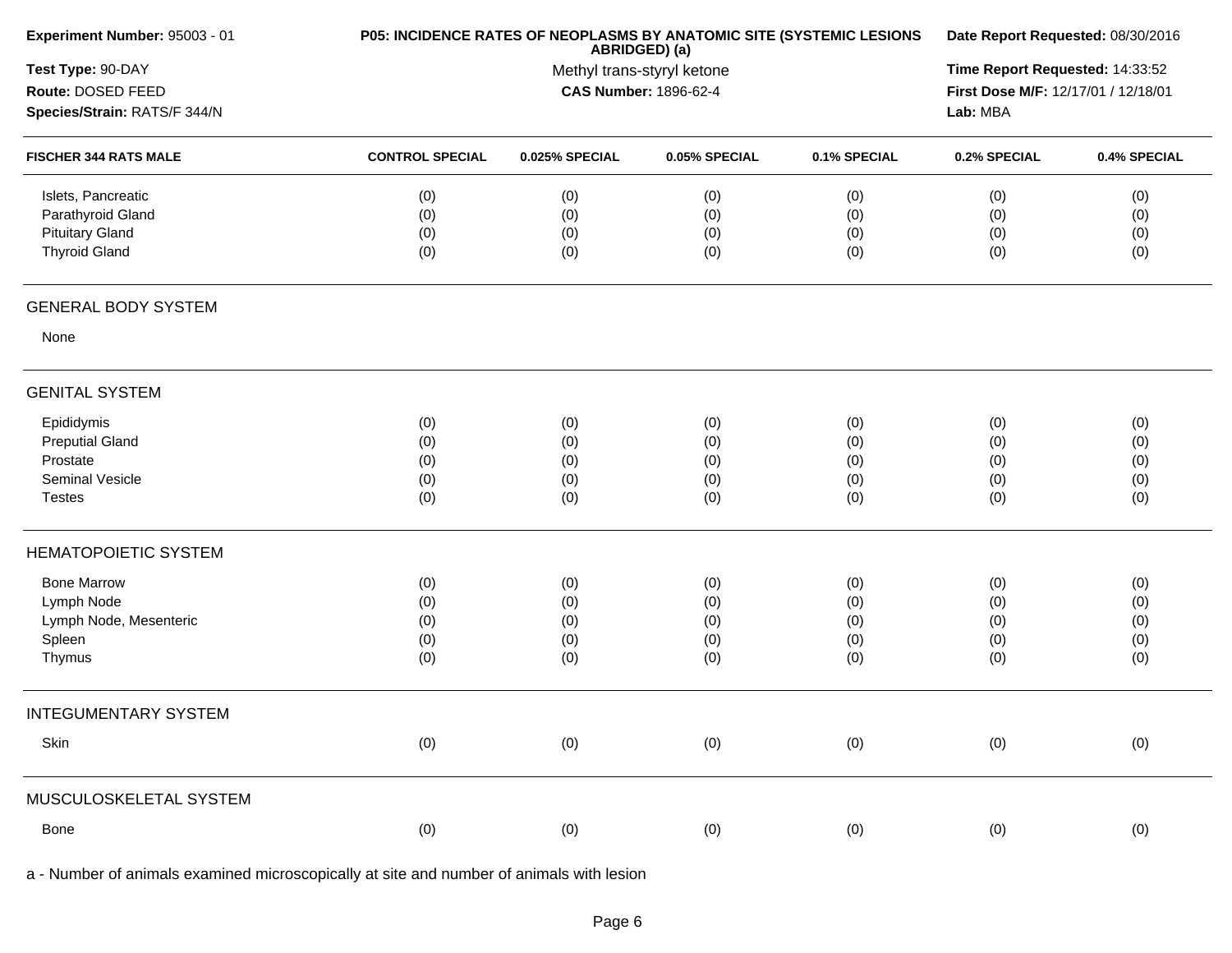**Experiment Number:** 95003 - 01
**Test Type:** 90-DAY
**Route:** DOSED FEED
**Species/Strain:** RATS/F 344/N

**P05: INCIDENCE RATES OF NEOPLASMS BY ANATOMIC SITE (SYSTEMIC LESIONS ABRIDGED) (a)**
Methyl trans-styryl ketone
**CAS Number:** 1896-62-4

**Date Report Requested:** 08/30/2016
**Time Report Requested:** 14:33:52
**First Dose M/F:** 12/17/01 / 12/18/01
**Lab:** MBA

| FISCHER 344 RATS MALE | CONTROL SPECIAL | 0.025% SPECIAL | 0.05% SPECIAL | 0.1% SPECIAL | 0.2% SPECIAL | 0.4% SPECIAL |
|---|---|---|---|---|---|---|
| Islets, Pancreatic | (0) | (0) | (0) | (0) | (0) | (0) |
| Parathyroid Gland | (0) | (0) | (0) | (0) | (0) | (0) |
| Pituitary Gland | (0) | (0) | (0) | (0) | (0) | (0) |
| Thyroid Gland | (0) | (0) | (0) | (0) | (0) | (0) |
| **GENERAL BODY SYSTEM** | | | | | | |
| None | | | | | | |
| **GENITAL SYSTEM** | | | | | | |
| Epididymis | (0) | (0) | (0) | (0) | (0) | (0) |
| Preputial Gland | (0) | (0) | (0) | (0) | (0) | (0) |
| Prostate | (0) | (0) | (0) | (0) | (0) | (0) |
| Seminal Vesicle | (0) | (0) | (0) | (0) | (0) | (0) |
| Testes | (0) | (0) | (0) | (0) | (0) | (0) |
| **HEMATOPOIETIC SYSTEM** | | | | | | |
| Bone Marrow | (0) | (0) | (0) | (0) | (0) | (0) |
| Lymph Node | (0) | (0) | (0) | (0) | (0) | (0) |
| Lymph Node, Mesenteric | (0) | (0) | (0) | (0) | (0) | (0) |
| Spleen | (0) | (0) | (0) | (0) | (0) | (0) |
| Thymus | (0) | (0) | (0) | (0) | (0) | (0) |
| **INTEGUMENTARY SYSTEM** | | | | | | |
| Skin | (0) | (0) | (0) | (0) | (0) | (0) |
| **MUSCULOSKELETAL SYSTEM** | | | | | | |
| Bone | (0) | (0) | (0) | (0) | (0) | (0) |

a - Number of animals examined microscopically at site and number of animals with lesion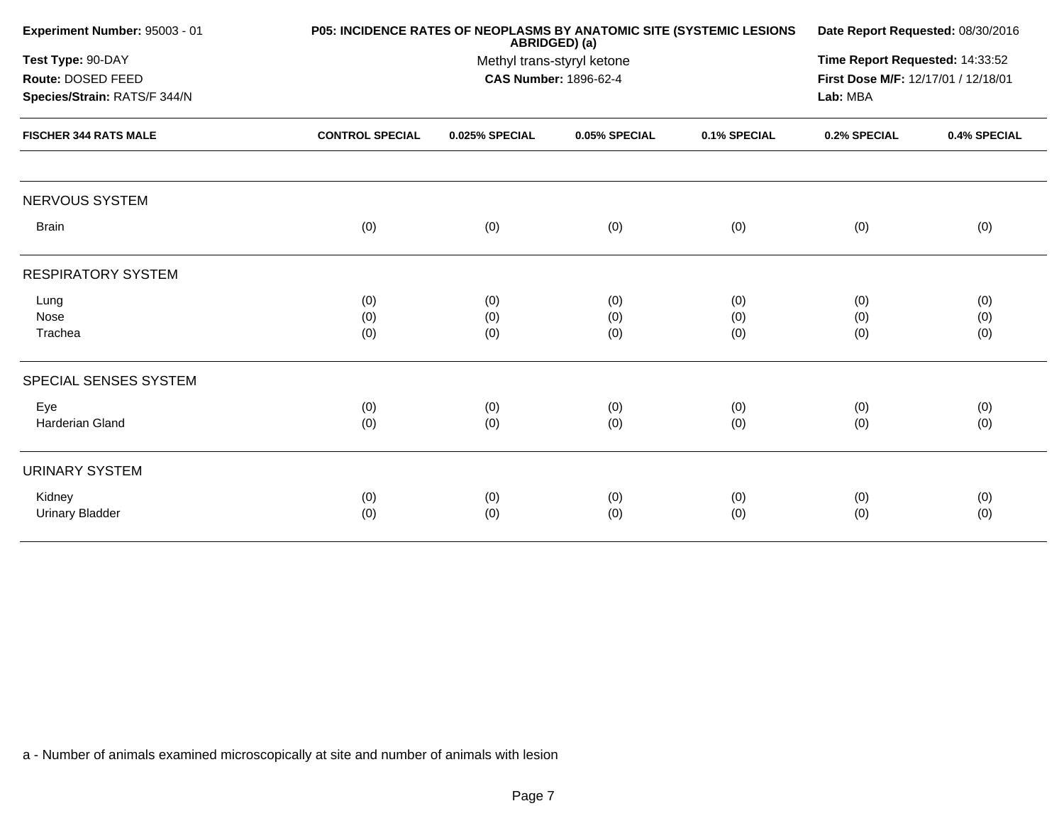**Experiment Number:** 95003 - 01

**Test Type:** 90-DAY

**Route:** DOSED FEED

**Species/Strain:** RATS/F 344/N

**P05: INCIDENCE RATES OF NEOPLASMS BY ANATOMIC SITE (SYSTEMIC LESIONS ABRIDGED) (a)**

Methyl trans-styryl ketone

**CAS Number:** 1896-62-4

**Date Report Requested:** 08/30/2016

**Time Report Requested:** 14:33:52

**First Dose M/F:** 12/17/01 / 12/18/01

**Lab:** MBA

| FISCHER 344 RATS MALE | CONTROL SPECIAL | 0.025% SPECIAL | 0.05% SPECIAL | 0.1% SPECIAL | 0.2% SPECIAL | 0.4% SPECIAL |
|---|---|---|---|---|---|---|
| NERVOUS SYSTEM | | | | | | |
| Brain | (0) | (0) | (0) | (0) | (0) | (0) |
| RESPIRATORY SYSTEM | | | | | | |
| Lung | (0) | (0) | (0) | (0) | (0) | (0) |
| Nose | (0) | (0) | (0) | (0) | (0) | (0) |
| Trachea | (0) | (0) | (0) | (0) | (0) | (0) |
| SPECIAL SENSES SYSTEM | | | | | | |
| Eye | (0) | (0) | (0) | (0) | (0) | (0) |
| Harderian Gland | (0) | (0) | (0) | (0) | (0) | (0) |
| URINARY SYSTEM | | | | | | |
| Kidney | (0) | (0) | (0) | (0) | (0) | (0) |
| Urinary Bladder | (0) | (0) | (0) | (0) | (0) | (0) |

a - Number of animals examined microscopically at site and number of animals with lesion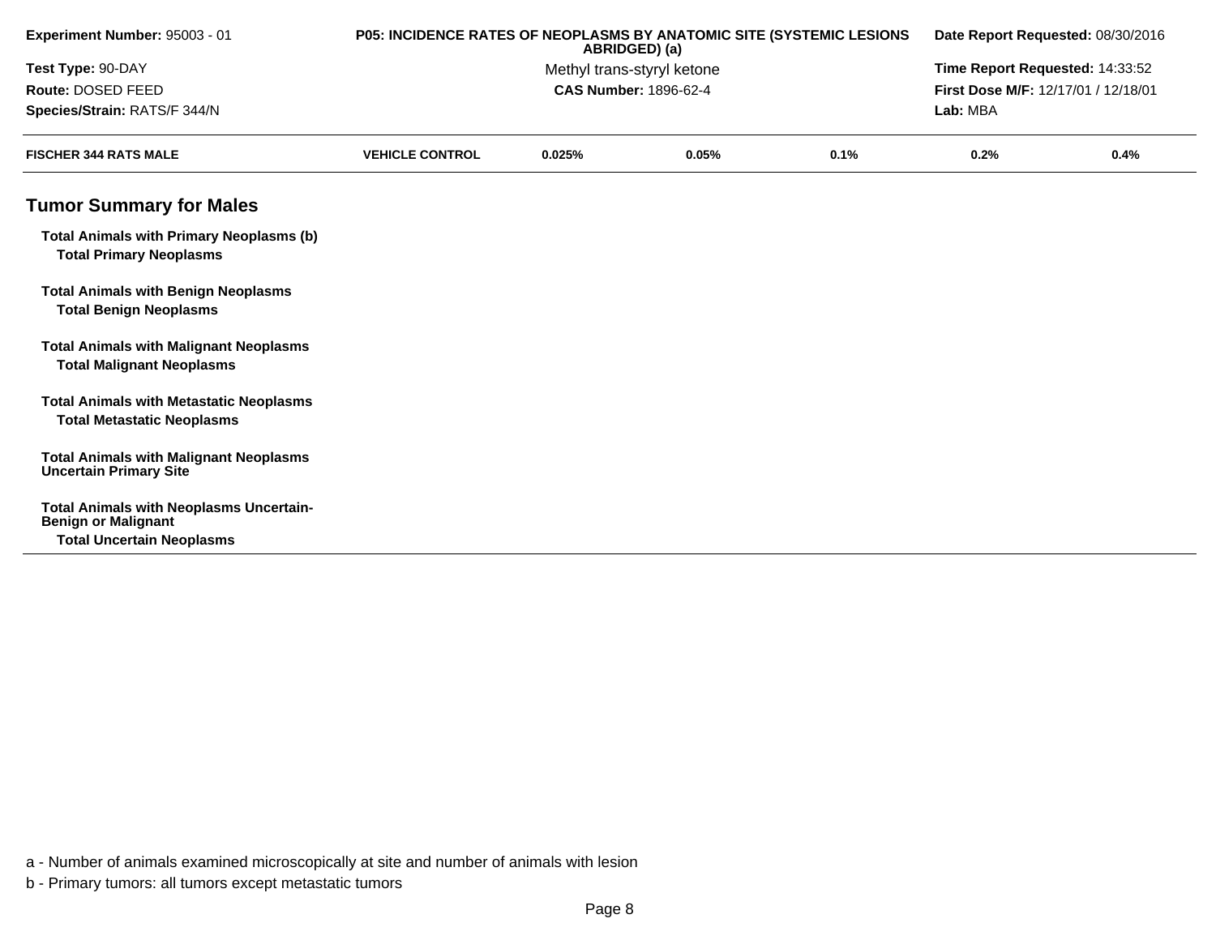| Experiment Number: 95003 - 01 | P05: INCIDENCE RATES OF NEOPLASMS BY ANATOMIC SITE (SYSTEMIC LESIONS ABRIDGED) (a) | Date Report Requested: 08/30/2016 |
|---|---|---|
| Test Type: 90-DAY | Methyl trans-styryl ketone | Time Report Requested: 14:33:52 |
| Route: DOSED FEED | CAS Number: 1896-62-4 | First Dose M/F: 12/17/01 / 12/18/01 |
| Species/Strain: RATS/F 344/N | | Lab: MBA |

| FISCHER 344 RATS MALE | VEHICLE CONTROL | 0.025% | 0.05% | 0.1% | 0.2% | 0.4% |
|---|---|---|---|---|---|---|
| **Tumor Summary for Males** | | | | | | |
| **Total Animals with Primary Neoplasms (b)** | | | | | | |
| **Total Primary Neoplasms** | | | | | | |
| **Total Animals with Benign Neoplasms** | | | | | | |
| **Total Benign Neoplasms** | | | | | | |
| **Total Animals with Malignant Neoplasms** | | | | | | |
| **Total Malignant Neoplasms** | | | | | | |
| **Total Animals with Metastatic Neoplasms** | | | | | | |
| **Total Metastatic Neoplasms** | | | | | | |
| **Total Animals with Malignant Neoplasms Uncertain Primary Site** | | | | | | |
| **Total Animals with Neoplasms Uncertain-Benign or Malignant** | | | | | | |
| **Total Uncertain Neoplasms** | | | | | | |

a - Number of animals examined microscopically at site and number of animals with lesion

b - Primary tumors: all tumors except metastatic tumors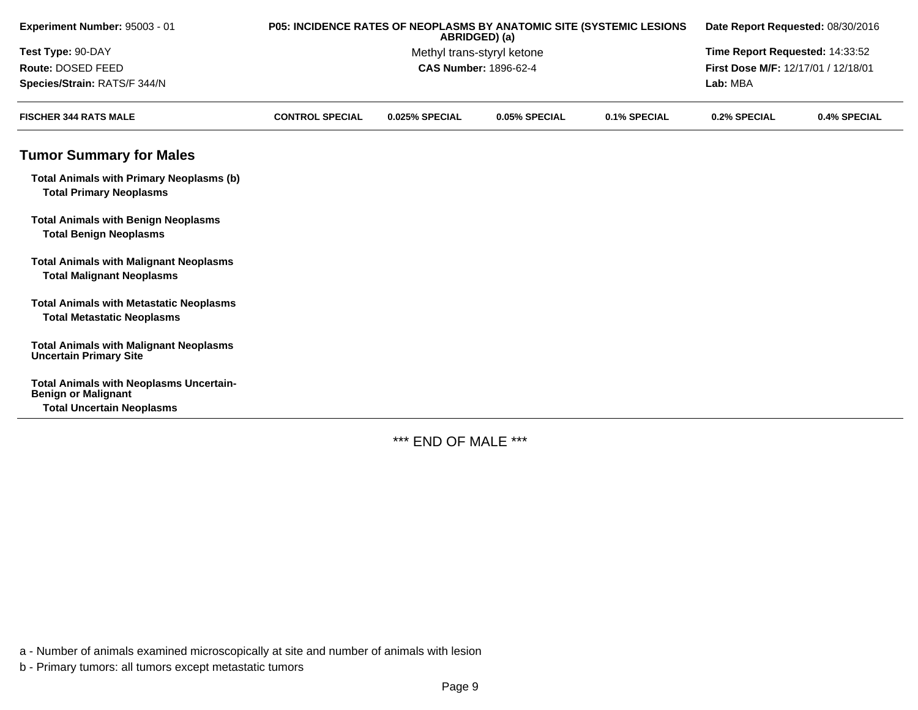| Experiment Number: 95003 - 01 | P05: INCIDENCE RATES OF NEOPLASMS BY ANATOMIC SITE (SYSTEMIC LESIONS ABRIDGED) (a) | Date Report Requested: 08/30/2016 |
|---|---|---|
| Test Type: 90-DAY | Methyl trans-styryl ketone | Time Report Requested: 14:33:52 |
| Route: DOSED FEED | CAS Number: 1896-62-4 | First Dose M/F: 12/17/01 / 12/18/01 |
| Species/Strain: RATS/F 344/N | | Lab: MBA |

| FISCHER 344 RATS MALE | CONTROL SPECIAL | 0.025% SPECIAL | 0.05% SPECIAL | 0.1% SPECIAL | 0.2% SPECIAL | 0.4% SPECIAL |
|---|---|---|---|---|---|---|
| **Tumor Summary for Males** | | | | | | |
| **Total Animals with Primary Neoplasms (b)** | | | | | | |
| **Total Primary Neoplasms** | | | | | | |
| **Total Animals with Benign Neoplasms** | | | | | | |
| **Total Benign Neoplasms** | | | | | | |
| **Total Animals with Malignant Neoplasms** | | | | | | |
| **Total Malignant Neoplasms** | | | | | | |
| **Total Animals with Metastatic Neoplasms** | | | | | | |
| **Total Metastatic Neoplasms** | | | | | | |
| **Total Animals with Malignant Neoplasms Uncertain Primary Site** | | | | | | |
| **Total Animals with Neoplasms Uncertain-Benign or Malignant** | | | | | | |
| **Total Uncertain Neoplasms** | | | | | | |

*** END OF MALE ***

a - Number of animals examined microscopically at site and number of animals with lesion

b - Primary tumors: all tumors except metastatic tumors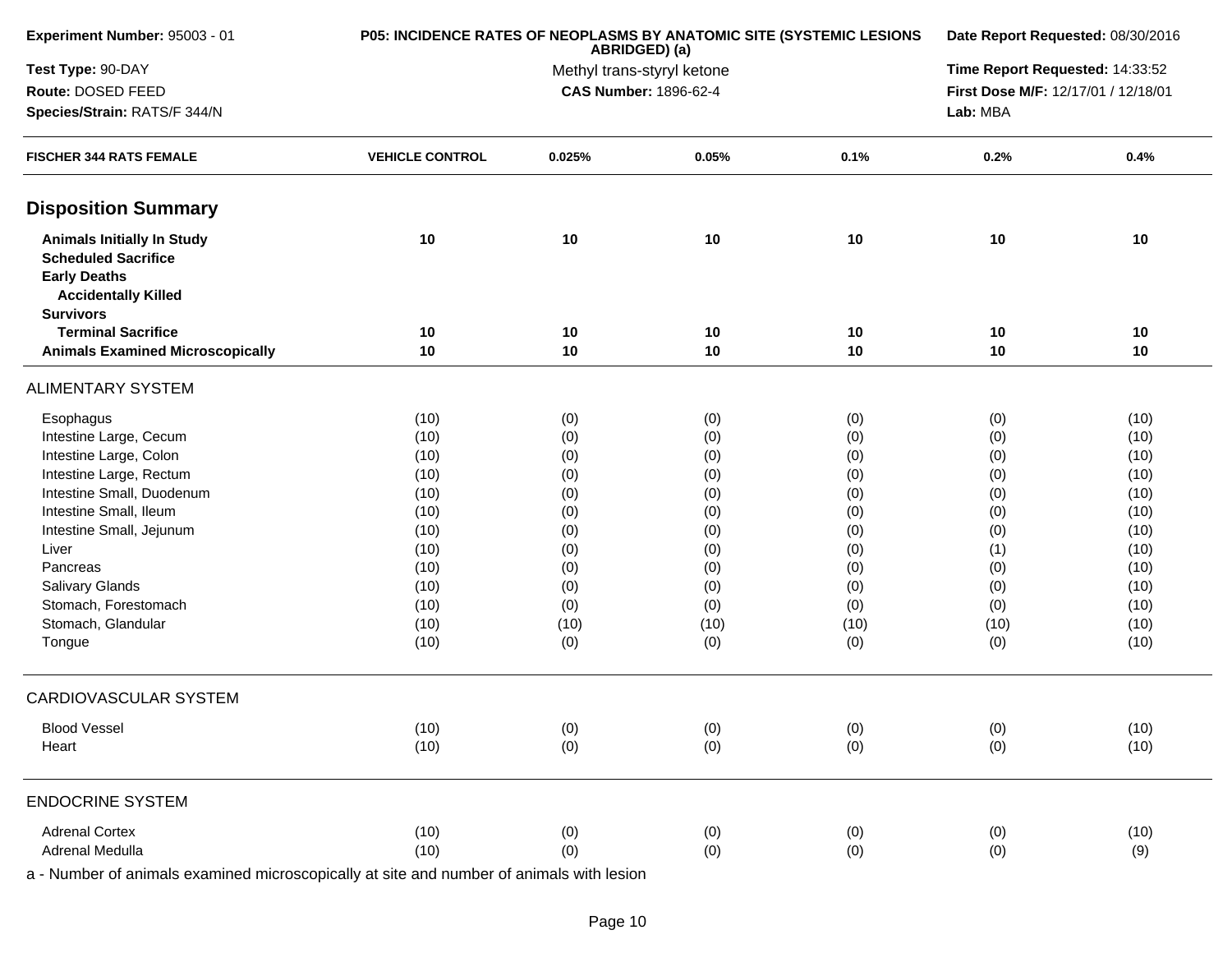**Experiment Number:** 95003 - 01

**Test Type:** 90-DAY

**Route:** DOSED FEED

**Species/Strain:** RATS/F 344/N

**P05: INCIDENCE RATES OF NEOPLASMS BY ANATOMIC SITE (SYSTEMIC LESIONS ABRIDGED) (a)**

Methyl trans-styryl ketone

**CAS Number:** 1896-62-4

**Date Report Requested:** 08/30/2016

**Time Report Requested:** 14:33:52

**First Dose M/F:** 12/17/01 / 12/18/01

**Lab:** MBA

| FISCHER 344 RATS FEMALE | VEHICLE CONTROL | 0.025% | 0.05% | 0.1% | 0.2% | 0.4% |
|---|---|---|---|---|---|---|
| **Disposition Summary** | | | | | | |
| **Animals Initially In Study** | 10 | 10 | 10 | 10 | 10 | 10 |
| **Scheduled Sacrifice** | | | | | | |
| **Early Deaths** | | | | | | |
| **Accidentally Killed** | | | | | | |
| **Survivors** | | | | | | |
| **Terminal Sacrifice** | 10 | 10 | 10 | 10 | 10 | 10 |
| **Animals Examined Microscopically** | 10 | 10 | 10 | 10 | 10 | 10 |
| ALIMENTARY SYSTEM | | | | | | |
| Esophagus | (10) | (0) | (0) | (0) | (0) | (10) |
| Intestine Large, Cecum | (10) | (0) | (0) | (0) | (0) | (10) |
| Intestine Large, Colon | (10) | (0) | (0) | (0) | (0) | (10) |
| Intestine Large, Rectum | (10) | (0) | (0) | (0) | (0) | (10) |
| Intestine Small, Duodenum | (10) | (0) | (0) | (0) | (0) | (10) |
| Intestine Small, Ileum | (10) | (0) | (0) | (0) | (0) | (10) |
| Intestine Small, Jejunum | (10) | (0) | (0) | (0) | (0) | (10) |
| Liver | (10) | (0) | (0) | (0) | (1) | (10) |
| Pancreas | (10) | (0) | (0) | (0) | (0) | (10) |
| Salivary Glands | (10) | (0) | (0) | (0) | (0) | (10) |
| Stomach, Forestomach | (10) | (0) | (0) | (0) | (0) | (10) |
| Stomach, Glandular | (10) | (10) | (10) | (10) | (10) | (10) |
| Tongue | (10) | (0) | (0) | (0) | (0) | (10) |
| CARDIOVASCULAR SYSTEM | | | | | | |
| Blood Vessel | (10) | (0) | (0) | (0) | (0) | (10) |
| Heart | (10) | (0) | (0) | (0) | (0) | (10) |
| ENDOCRINE SYSTEM | | | | | | |
| Adrenal Cortex | (10) | (0) | (0) | (0) | (0) | (10) |
| Adrenal Medulla | (10) | (0) | (0) | (0) | (0) | (9) |

a - Number of animals examined microscopically at site and number of animals with lesion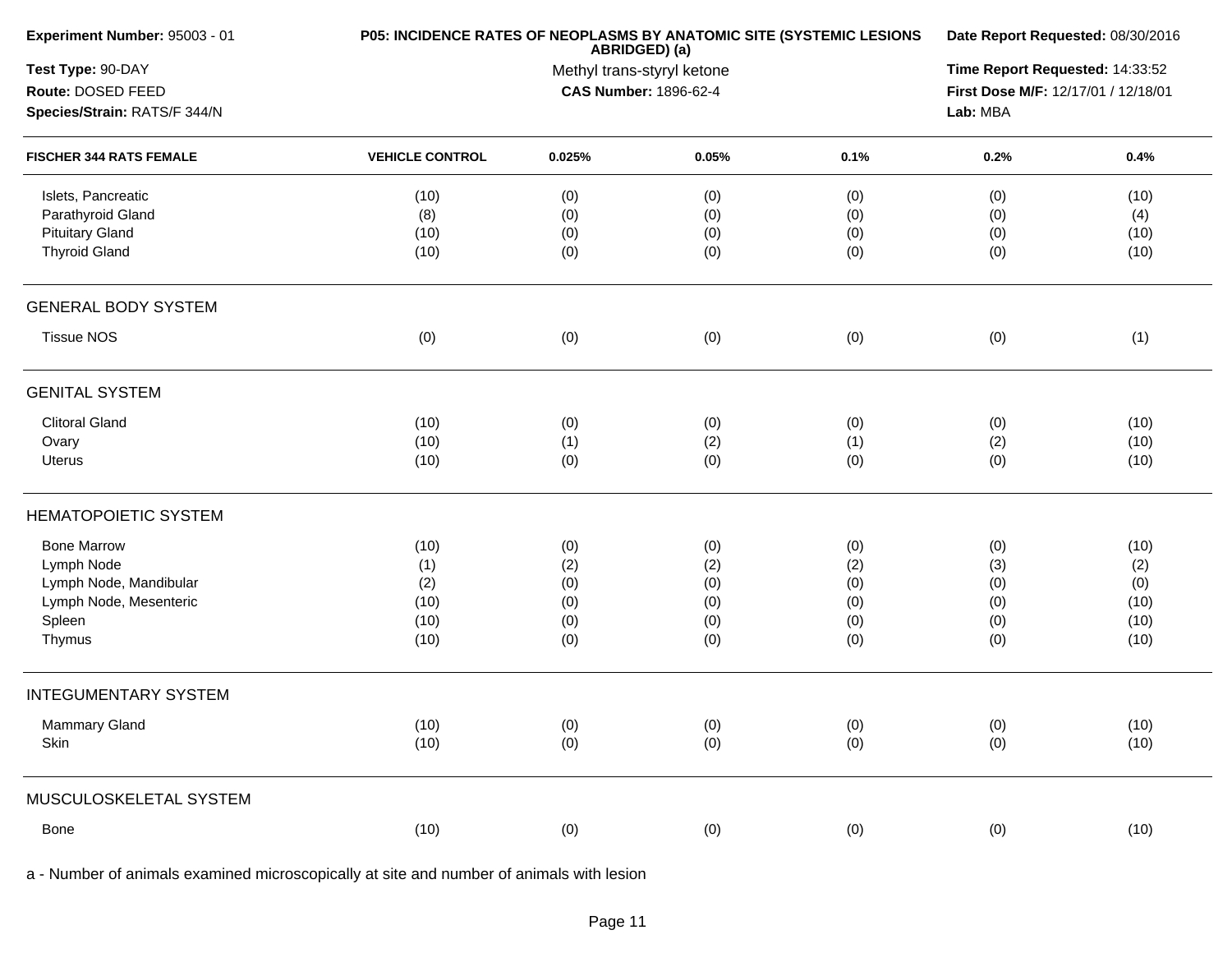**Experiment Number:** 95003 - 01

**Test Type:** 90-DAY

**Route:** DOSED FEED

**Species/Strain:** RATS/F 344/N

**P05: INCIDENCE RATES OF NEOPLASMS BY ANATOMIC SITE (SYSTEMIC LESIONS ABRIDGED) (a)**

Methyl trans-styryl ketone

**CAS Number:** 1896-62-4

**Date Report Requested:** 08/30/2016

**Time Report Requested:** 14:33:52

**First Dose M/F:** 12/17/01 / 12/18/01

**Lab:** MBA

| FISCHER 344 RATS FEMALE | VEHICLE CONTROL | 0.025% | 0.05% | 0.1% | 0.2% | 0.4% |
|---|---|---|---|---|---|---|
| Islets, Pancreatic | (10) | (0) | (0) | (0) | (0) | (10) |
| Parathyroid Gland | (8) | (0) | (0) | (0) | (0) | (4) |
| Pituitary Gland | (10) | (0) | (0) | (0) | (0) | (10) |
| Thyroid Gland | (10) | (0) | (0) | (0) | (0) | (10) |
| **GENERAL BODY SYSTEM** | | | | | | |
| Tissue NOS | (0) | (0) | (0) | (0) | (0) | (1) |
| **GENITAL SYSTEM** | | | | | | |
| Clitoral Gland | (10) | (0) | (0) | (0) | (0) | (10) |
| Ovary | (10) | (1) | (2) | (1) | (2) | (10) |
| Uterus | (10) | (0) | (0) | (0) | (0) | (10) |
| **HEMATOPOIETIC SYSTEM** | | | | | | |
| Bone Marrow | (10) | (0) | (0) | (0) | (0) | (10) |
| Lymph Node | (1) | (2) | (2) | (2) | (3) | (2) |
| Lymph Node, Mandibular | (2) | (0) | (0) | (0) | (0) | (0) |
| Lymph Node, Mesenteric | (10) | (0) | (0) | (0) | (0) | (10) |
| Spleen | (10) | (0) | (0) | (0) | (0) | (10) |
| Thymus | (10) | (0) | (0) | (0) | (0) | (10) |
| **INTEGUMENTARY SYSTEM** | | | | | | |
| Mammary Gland | (10) | (0) | (0) | (0) | (0) | (10) |
| Skin | (10) | (0) | (0) | (0) | (0) | (10) |
| **MUSCULOSKELETAL SYSTEM** | | | | | | |
| Bone | (10) | (0) | (0) | (0) | (0) | (10) |

a - Number of animals examined microscopically at site and number of animals with lesion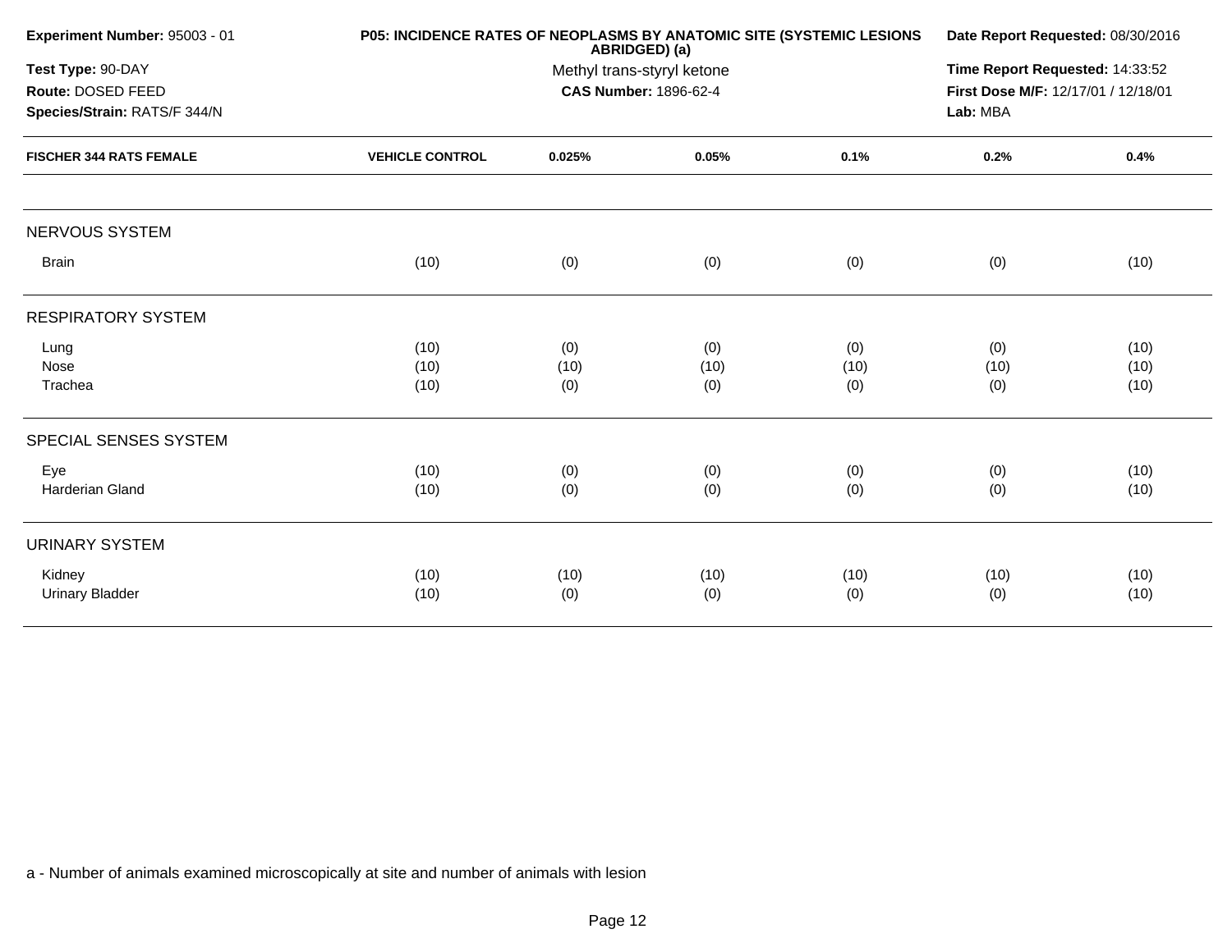**Experiment Number:** 95003 - 01

**Test Type:** 90-DAY

**Route:** DOSED FEED

**Species/Strain:** RATS/F 344/N

**P05: INCIDENCE RATES OF NEOPLASMS BY ANATOMIC SITE (SYSTEMIC LESIONS ABRIDGED) (a)**

Methyl trans-styryl ketone

**CAS Number:** 1896-62-4

**Date Report Requested:** 08/30/2016

**Time Report Requested:** 14:33:52

**First Dose M/F:** 12/17/01 / 12/18/01

**Lab:** MBA

| FISCHER 344 RATS FEMALE | VEHICLE CONTROL | 0.025% | 0.05% | 0.1% | 0.2% | 0.4% |
|---|---|---|---|---|---|---|
| NERVOUS SYSTEM | | | | | | |
| Brain | (10) | (0) | (0) | (0) | (0) | (10) |
| RESPIRATORY SYSTEM | | | | | | |
| Lung | (10) | (0) | (0) | (0) | (0) | (10) |
| Nose | (10) | (10) | (10) | (10) | (10) | (10) |
| Trachea | (10) | (0) | (0) | (0) | (0) | (10) |
| SPECIAL SENSES SYSTEM | | | | | | |
| Eye | (10) | (0) | (0) | (0) | (0) | (10) |
| Harderian Gland | (10) | (0) | (0) | (0) | (0) | (10) |
| URINARY SYSTEM | | | | | | |
| Kidney | (10) | (10) | (10) | (10) | (10) | (10) |
| Urinary Bladder | (10) | (0) | (0) | (0) | (0) | (10) |

a - Number of animals examined microscopically at site and number of animals with lesion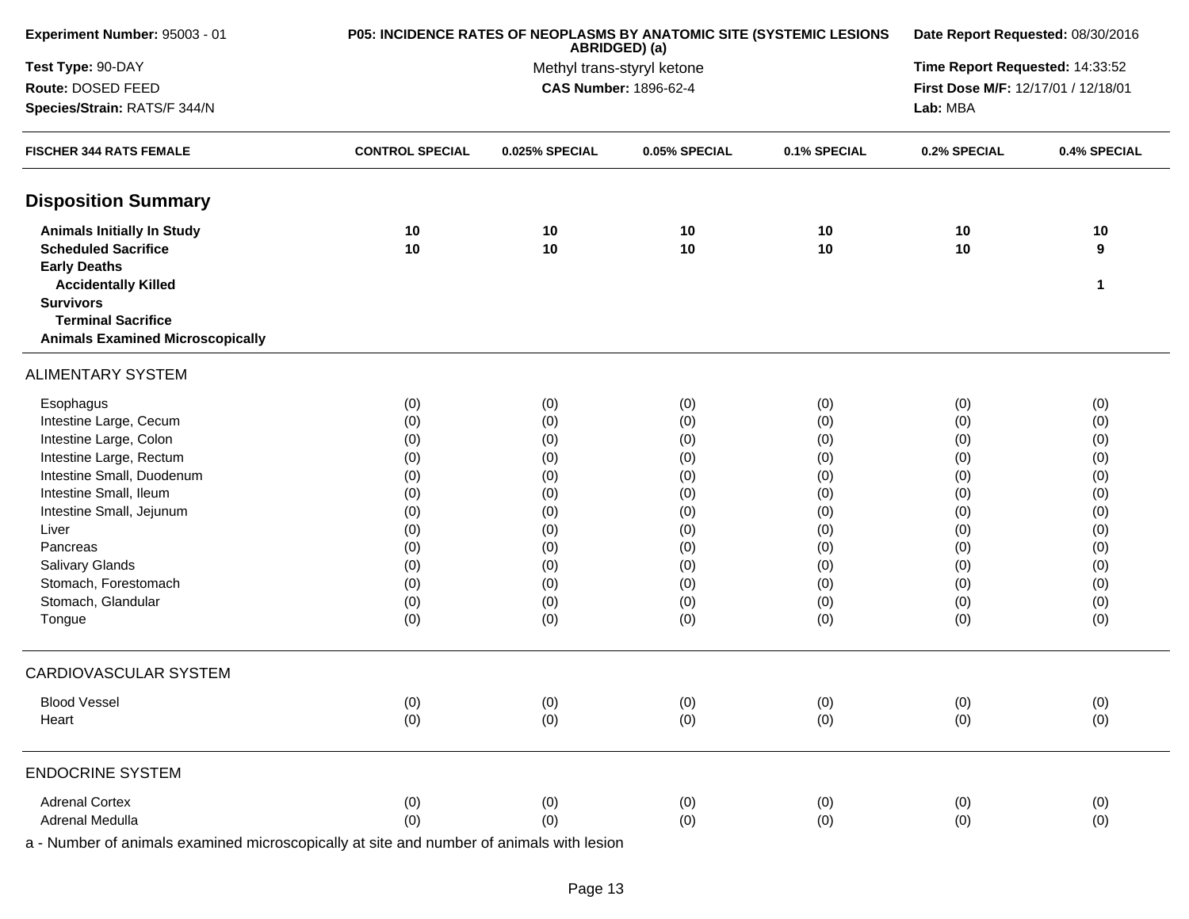| Experiment Number: 95003 - 01 | P05: INCIDENCE RATES OF NEOPLASMS BY ANATOMIC SITE (SYSTEMIC LESIONS ABRIDGED) (a) | Date Report Requested: 08/30/2016 |
|---|---|---|
| Test Type: 90-DAY | Methyl trans-styryl ketone | Time Report Requested: 14:33:52 |
| Route: DOSED FEED | CAS Number: 1896-62-4 | First Dose M/F: 12/17/01 / 12/18/01 |
| Species/Strain: RATS/F 344/N | | Lab: MBA |

| FISCHER 344 RATS FEMALE | CONTROL SPECIAL | 0.025% SPECIAL | 0.05% SPECIAL | 0.1% SPECIAL | 0.2% SPECIAL | 0.4% SPECIAL |
|---|---|---|---|---|---|---|
| **Disposition Summary** | | | | | | |
| **Animals Initially In Study** | **10** | **10** | **10** | **10** | **10** | **10** |
| **Scheduled Sacrifice** | **10** | **10** | **10** | **10** | **10** | **9** |
| **Early Deaths** | | | | | | |
| **Accidentally Killed** | | | | | | **1** |
| **Survivors** | | | | | | |
| **Terminal Sacrifice** | | | | | | |
| **Animals Examined Microscopically** | | | | | | |
| ALIMENTARY SYSTEM | | | | | | |
| Esophagus | (0) | (0) | (0) | (0) | (0) | (0) |
| Intestine Large, Cecum | (0) | (0) | (0) | (0) | (0) | (0) |
| Intestine Large, Colon | (0) | (0) | (0) | (0) | (0) | (0) |
| Intestine Large, Rectum | (0) | (0) | (0) | (0) | (0) | (0) |
| Intestine Small, Duodenum | (0) | (0) | (0) | (0) | (0) | (0) |
| Intestine Small, Ileum | (0) | (0) | (0) | (0) | (0) | (0) |
| Intestine Small, Jejunum | (0) | (0) | (0) | (0) | (0) | (0) |
| Liver | (0) | (0) | (0) | (0) | (0) | (0) |
| Pancreas | (0) | (0) | (0) | (0) | (0) | (0) |
| Salivary Glands | (0) | (0) | (0) | (0) | (0) | (0) |
| Stomach, Forestomach | (0) | (0) | (0) | (0) | (0) | (0) |
| Stomach, Glandular | (0) | (0) | (0) | (0) | (0) | (0) |
| Tongue | (0) | (0) | (0) | (0) | (0) | (0) |
| CARDIOVASCULAR SYSTEM | | | | | | |
| Blood Vessel | (0) | (0) | (0) | (0) | (0) | (0) |
| Heart | (0) | (0) | (0) | (0) | (0) | (0) |
| ENDOCRINE SYSTEM | | | | | | |
| Adrenal Cortex | (0) | (0) | (0) | (0) | (0) | (0) |
| Adrenal Medulla | (0) | (0) | (0) | (0) | (0) | (0) |

a - Number of animals examined microscopically at site and number of animals with lesion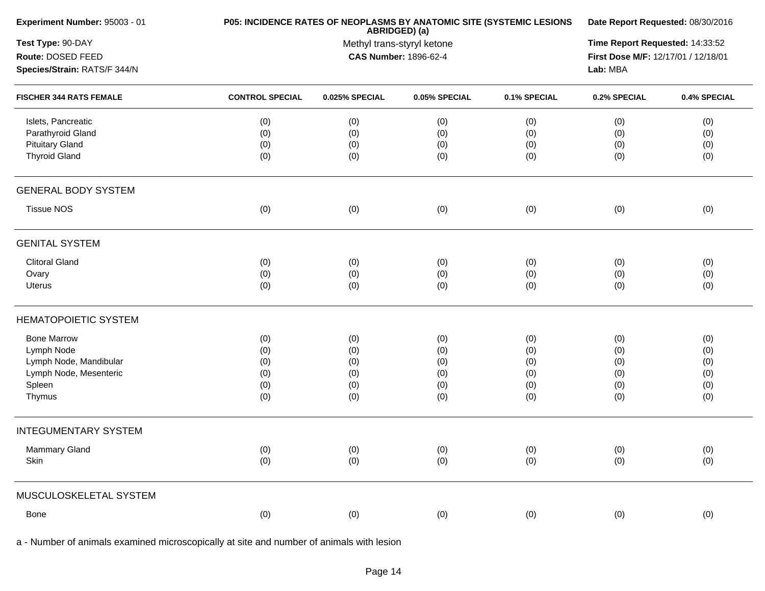**Experiment Number:** 95003 - 01
**Test Type:** 90-DAY
**Route:** DOSED FEED
**Species/Strain:** RATS/F 344/N

**P05: INCIDENCE RATES OF NEOPLASMS BY ANATOMIC SITE (SYSTEMIC LESIONS ABRIDGED) (a)**
Methyl trans-styryl ketone
**CAS Number:** 1896-62-4

**Date Report Requested:** 08/30/2016
**Time Report Requested:** 14:33:52
**First Dose M/F:** 12/17/01 / 12/18/01
**Lab:** MBA

| FISCHER 344 RATS FEMALE | CONTROL SPECIAL | 0.025% SPECIAL | 0.05% SPECIAL | 0.1% SPECIAL | 0.2% SPECIAL | 0.4% SPECIAL |
|---|---|---|---|---|---|---|
| Islets, Pancreatic | (0) | (0) | (0) | (0) | (0) | (0) |
| Parathyroid Gland | (0) | (0) | (0) | (0) | (0) | (0) |
| Pituitary Gland | (0) | (0) | (0) | (0) | (0) | (0) |
| Thyroid Gland | (0) | (0) | (0) | (0) | (0) | (0) |
| **GENERAL BODY SYSTEM** | | | | | | |
| Tissue NOS | (0) | (0) | (0) | (0) | (0) | (0) |
| **GENITAL SYSTEM** | | | | | | |
| Clitoral Gland | (0) | (0) | (0) | (0) | (0) | (0) |
| Ovary | (0) | (0) | (0) | (0) | (0) | (0) |
| Uterus | (0) | (0) | (0) | (0) | (0) | (0) |
| **HEMATOPOIETIC SYSTEM** | | | | | | |
| Bone Marrow | (0) | (0) | (0) | (0) | (0) | (0) |
| Lymph Node | (0) | (0) | (0) | (0) | (0) | (0) |
| Lymph Node, Mandibular | (0) | (0) | (0) | (0) | (0) | (0) |
| Lymph Node, Mesenteric | (0) | (0) | (0) | (0) | (0) | (0) |
| Spleen | (0) | (0) | (0) | (0) | (0) | (0) |
| Thymus | (0) | (0) | (0) | (0) | (0) | (0) |
| **INTEGUMENTARY SYSTEM** | | | | | | |
| Mammary Gland | (0) | (0) | (0) | (0) | (0) | (0) |
| Skin | (0) | (0) | (0) | (0) | (0) | (0) |
| **MUSCULOSKELETAL SYSTEM** | | | | | | |
| Bone | (0) | (0) | (0) | (0) | (0) | (0) |

a - Number of animals examined microscopically at site and number of animals with lesion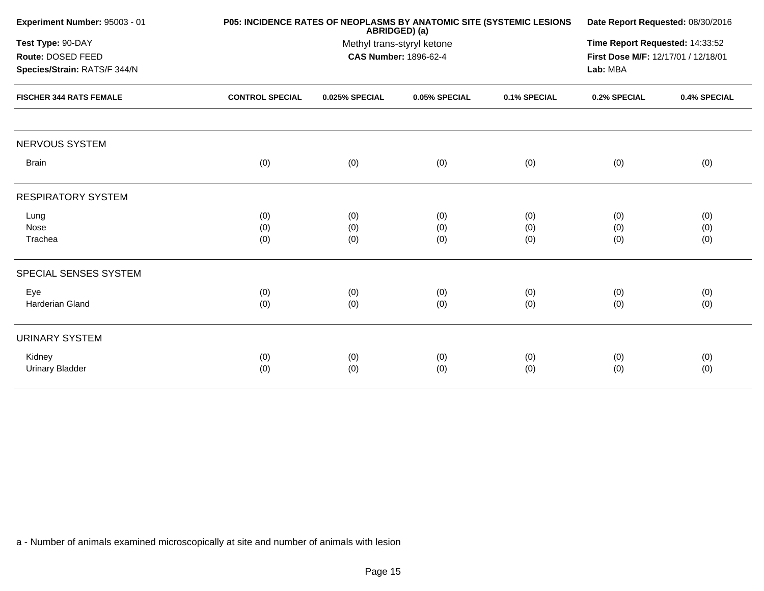**Experiment Number:** 95003 - 01

**Test Type:** 90-DAY

**Route:** DOSED FEED

**Species/Strain:** RATS/F 344/N

**P05: INCIDENCE RATES OF NEOPLASMS BY ANATOMIC SITE (SYSTEMIC LESIONS ABRIDGED) (a)**

Methyl trans-styryl ketone

**CAS Number:** 1896-62-4

**Date Report Requested:** 08/30/2016

**Time Report Requested:** 14:33:52

**First Dose M/F:** 12/17/01 / 12/18/01

**Lab:** MBA

| FISCHER 344 RATS FEMALE | CONTROL SPECIAL | 0.025% SPECIAL | 0.05% SPECIAL | 0.1% SPECIAL | 0.2% SPECIAL | 0.4% SPECIAL |
|---|---|---|---|---|---|---|
| NERVOUS SYSTEM | | | | | | |
| Brain | (0) | (0) | (0) | (0) | (0) | (0) |
| RESPIRATORY SYSTEM | | | | | | |
| Lung | (0) | (0) | (0) | (0) | (0) | (0) |
| Nose | (0) | (0) | (0) | (0) | (0) | (0) |
| Trachea | (0) | (0) | (0) | (0) | (0) | (0) |
| SPECIAL SENSES SYSTEM | | | | | | |
| Eye | (0) | (0) | (0) | (0) | (0) | (0) |
| Harderian Gland | (0) | (0) | (0) | (0) | (0) | (0) |
| URINARY SYSTEM | | | | | | |
| Kidney | (0) | (0) | (0) | (0) | (0) | (0) |
| Urinary Bladder | (0) | (0) | (0) | (0) | (0) | (0) |

a - Number of animals examined microscopically at site and number of animals with lesion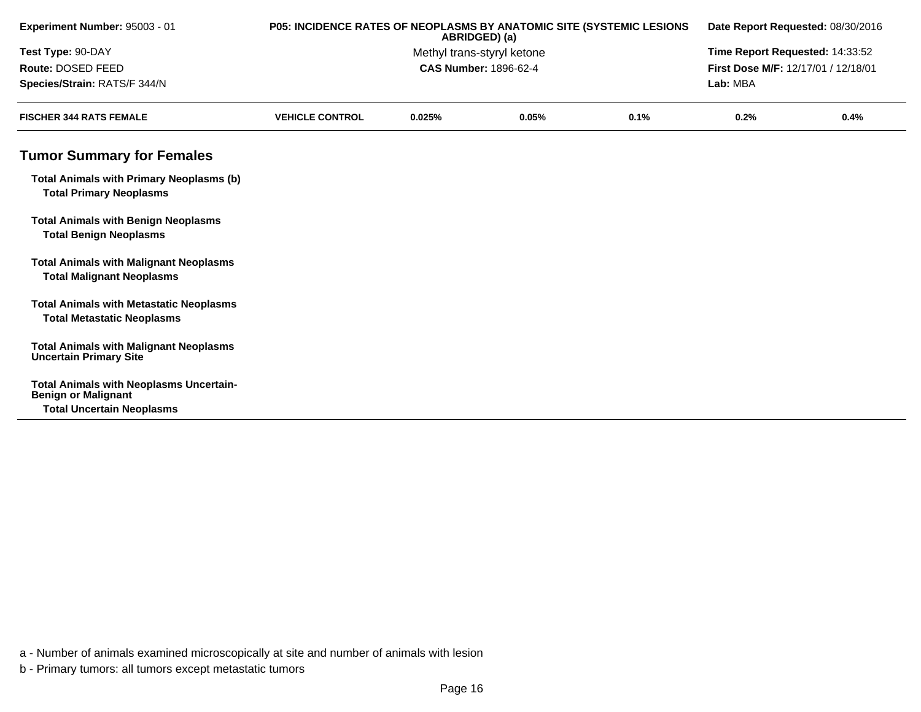| Experiment Number: 95003 - 01 | P05: INCIDENCE RATES OF NEOPLASMS BY ANATOMIC SITE (SYSTEMIC LESIONS ABRIDGED) (a) | Date Report Requested: 08/30/2016 |
|---|---|---|
| Test Type: 90-DAY | Methyl trans-styryl ketone | Time Report Requested: 14:33:52 |
| Route: DOSED FEED | CAS Number: 1896-62-4 | First Dose M/F: 12/17/01 / 12/18/01 |
| Species/Strain: RATS/F 344/N | | Lab: MBA |

| FISCHER 344 RATS FEMALE | VEHICLE CONTROL | 0.025% | 0.05% | 0.1% | 0.2% | 0.4% |
|---|---|---|---|---|---|---|
| **Tumor Summary for Females** | | | | | | |
| **Total Animals with Primary Neoplasms (b)** | | | | | | |
| **Total Primary Neoplasms** | | | | | | |
| **Total Animals with Benign Neoplasms** | | | | | | |
| **Total Benign Neoplasms** | | | | | | |
| **Total Animals with Malignant Neoplasms** | | | | | | |
| **Total Malignant Neoplasms** | | | | | | |
| **Total Animals with Metastatic Neoplasms** | | | | | | |
| **Total Metastatic Neoplasms** | | | | | | |
| **Total Animals with Malignant Neoplasms Uncertain Primary Site** | | | | | | |
| **Total Animals with Neoplasms Uncertain-Benign or Malignant** | | | | | | |
| **Total Uncertain Neoplasms** | | | | | | |

a - Number of animals examined microscopically at site and number of animals with lesion

b - Primary tumors: all tumors except metastatic tumors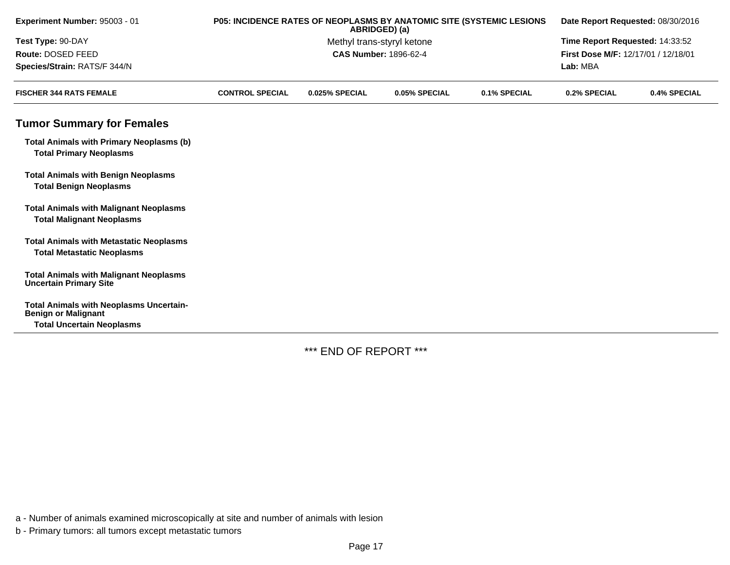| Experiment Number: 95003 - 01 | P05: INCIDENCE RATES OF NEOPLASMS BY ANATOMIC SITE (SYSTEMIC LESIONS ABRIDGED) (a) | Date Report Requested: 08/30/2016 |
|---|---|---|
| Test Type: 90-DAY | Methyl trans-styryl ketone | Time Report Requested: 14:33:52 |
| Route: DOSED FEED | CAS Number: 1896-62-4 | First Dose M/F: 12/17/01 / 12/18/01 |
| Species/Strain: RATS/F 344/N | | Lab: MBA |

| FISCHER 344 RATS FEMALE | CONTROL SPECIAL | 0.025% SPECIAL | 0.05% SPECIAL | 0.1% SPECIAL | 0.2% SPECIAL | 0.4% SPECIAL |
|---|---|---|---|---|---|---|
| **Tumor Summary for Females** | | | | | | |
| **Total Animals with Primary Neoplasms (b)** | | | | | | |
| **Total Primary Neoplasms** | | | | | | |
| **Total Animals with Benign Neoplasms** | | | | | | |
| **Total Benign Neoplasms** | | | | | | |
| **Total Animals with Malignant Neoplasms** | | | | | | |
| **Total Malignant Neoplasms** | | | | | | |
| **Total Animals with Metastatic Neoplasms** | | | | | | |
| **Total Metastatic Neoplasms** | | | | | | |
| **Total Animals with Malignant Neoplasms Uncertain Primary Site** | | | | | | |
| **Total Animals with Neoplasms Uncertain-Benign or Malignant** | | | | | | |
| **Total Uncertain Neoplasms** | | | | | | |

*** END OF REPORT ***

a - Number of animals examined microscopically at site and number of animals with lesion

b - Primary tumors: all tumors except metastatic tumors